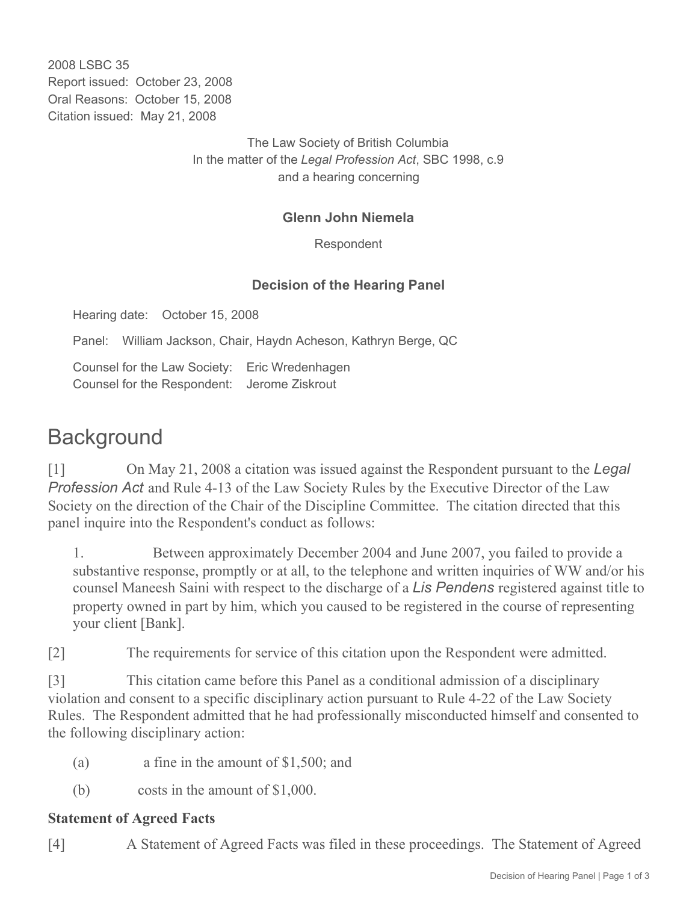2008 LSBC 35
Report issued: October 23, 2008
Oral Reasons: October 15, 2008
Citation issued: May 21, 2008

The Law Society of British Columbia
In the matter of the *Legal Profession Act*, SBC 1998, c.9
and a hearing concerning

**Glenn John Niemela**

Respondent

**Decision of the Hearing Panel**

Hearing date: October 15, 2008

Panel: William Jackson, Chair, Haydn Acheson, Kathryn Berge, QC

Counsel for the Law Society: Eric Wredenhagen
Counsel for the Respondent: Jerome Ziskrout

# Background

[1] On May 21, 2008 a citation was issued against the Respondent pursuant to the *Legal Profession Act* and Rule 4-13 of the Law Society Rules by the Executive Director of the Law Society on the direction of the Chair of the Discipline Committee. The citation directed that this panel inquire into the Respondent's conduct as follows:

> 1. Between approximately December 2004 and June 2007, you failed to provide a substantive response, promptly or at all, to the telephone and written inquiries of WW and/or his counsel Maneesh Saini with respect to the discharge of a *Lis Pendens* registered against title to property owned in part by him, which you caused to be registered in the course of representing your client [Bank].

[2] The requirements for service of this citation upon the Respondent were admitted.

[3] This citation came before this Panel as a conditional admission of a disciplinary violation and consent to a specific disciplinary action pursuant to Rule 4-22 of the Law Society Rules. The Respondent admitted that he had professionally misconducted himself and consented to the following disciplinary action:

(a) a fine in the amount of $1,500; and

(b) costs in the amount of $1,000.

**Statement of Agreed Facts**

[4] A Statement of Agreed Facts was filed in these proceedings. The Statement of Agreed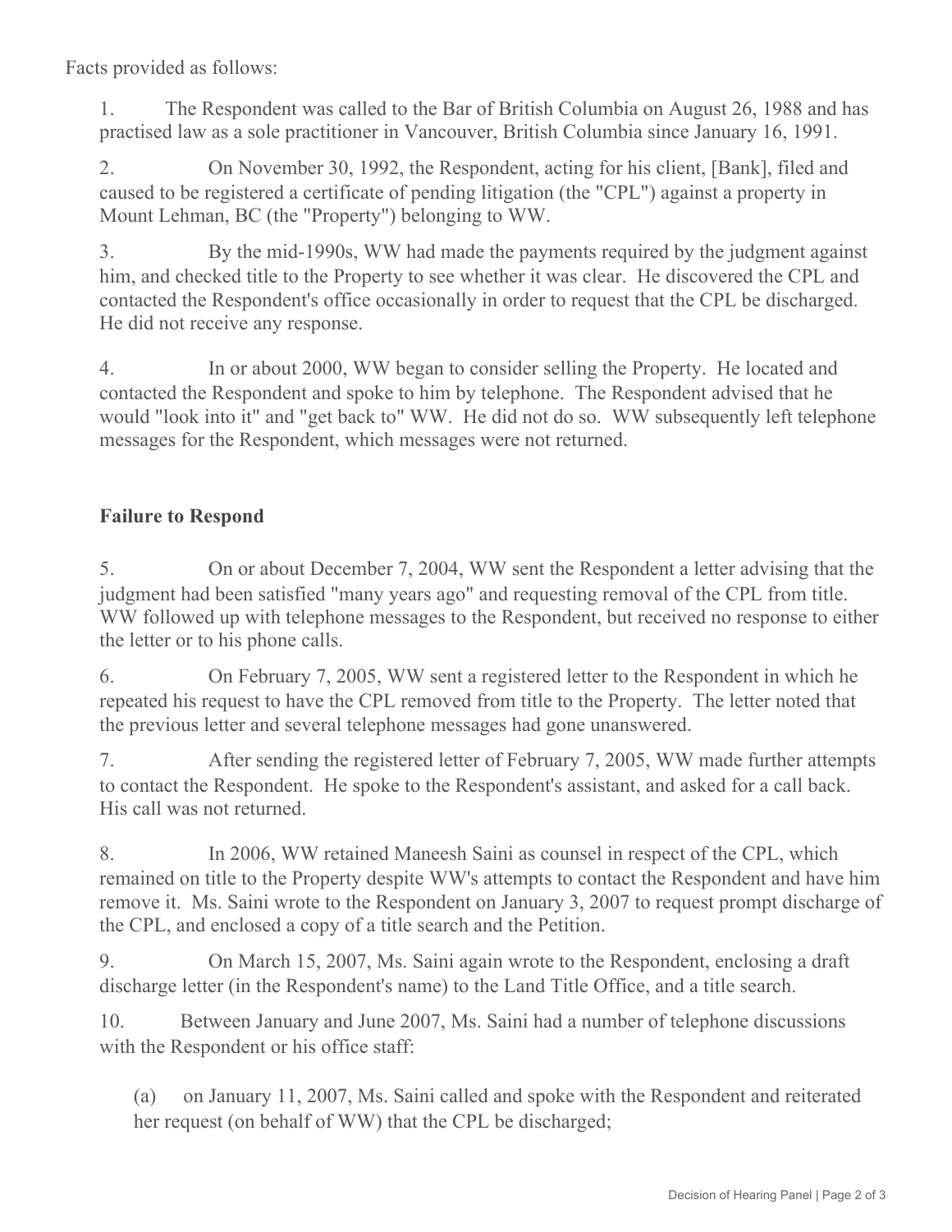Facts provided as follows:

1. The Respondent was called to the Bar of British Columbia on August 26, 1988 and has practised law as a sole practitioner in Vancouver, British Columbia since January 16, 1991.

2. On November 30, 1992, the Respondent, acting for his client, [Bank], filed and caused to be registered a certificate of pending litigation (the "CPL") against a property in Mount Lehman, BC (the "Property") belonging to WW.

3. By the mid-1990s, WW had made the payments required by the judgment against him, and checked title to the Property to see whether it was clear. He discovered the CPL and contacted the Respondent's office occasionally in order to request that the CPL be discharged. He did not receive any response.

4. In or about 2000, WW began to consider selling the Property. He located and contacted the Respondent and spoke to him by telephone. The Respondent advised that he would "look into it" and "get back to" WW. He did not do so. WW subsequently left telephone messages for the Respondent, which messages were not returned.

## Failure to Respond

5. On or about December 7, 2004, WW sent the Respondent a letter advising that the judgment had been satisfied "many years ago" and requesting removal of the CPL from title. WW followed up with telephone messages to the Respondent, but received no response to either the letter or to his phone calls.

6. On February 7, 2005, WW sent a registered letter to the Respondent in which he repeated his request to have the CPL removed from title to the Property. The letter noted that the previous letter and several telephone messages had gone unanswered.

7. After sending the registered letter of February 7, 2005, WW made further attempts to contact the Respondent. He spoke to the Respondent's assistant, and asked for a call back. His call was not returned.

8. In 2006, WW retained Maneesh Saini as counsel in respect of the CPL, which remained on title to the Property despite WW's attempts to contact the Respondent and have him remove it. Ms. Saini wrote to the Respondent on January 3, 2007 to request prompt discharge of the CPL, and enclosed a copy of a title search and the Petition.

9. On March 15, 2007, Ms. Saini again wrote to the Respondent, enclosing a draft discharge letter (in the Respondent's name) to the Land Title Office, and a title search.

10. Between January and June 2007, Ms. Saini had a number of telephone discussions with the Respondent or his office staff:

   (a) on January 11, 2007, Ms. Saini called and spoke with the Respondent and reiterated her request (on behalf of WW) that the CPL be discharged;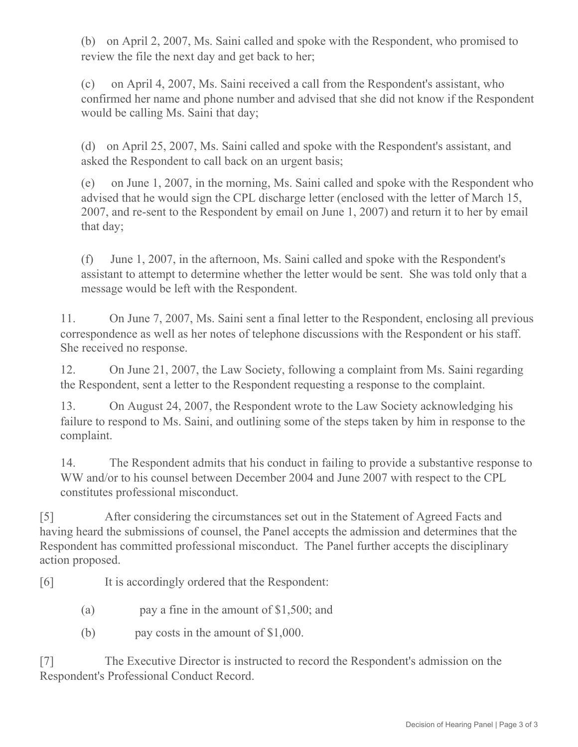(b) on April 2, 2007, Ms. Saini called and spoke with the Respondent, who promised to review the file the next day and get back to her;

(c) on April 4, 2007, Ms. Saini received a call from the Respondent's assistant, who confirmed her name and phone number and advised that she did not know if the Respondent would be calling Ms. Saini that day;

(d) on April 25, 2007, Ms. Saini called and spoke with the Respondent's assistant, and asked the Respondent to call back on an urgent basis;

(e) on June 1, 2007, in the morning, Ms. Saini called and spoke with the Respondent who advised that he would sign the CPL discharge letter (enclosed with the letter of March 15, 2007, and re-sent to the Respondent by email on June 1, 2007) and return it to her by email that day;

(f) June 1, 2007, in the afternoon, Ms. Saini called and spoke with the Respondent's assistant to attempt to determine whether the letter would be sent. She was told only that a message would be left with the Respondent.

11. On June 7, 2007, Ms. Saini sent a final letter to the Respondent, enclosing all previous correspondence as well as her notes of telephone discussions with the Respondent or his staff. She received no response.

12. On June 21, 2007, the Law Society, following a complaint from Ms. Saini regarding the Respondent, sent a letter to the Respondent requesting a response to the complaint.

13. On August 24, 2007, the Respondent wrote to the Law Society acknowledging his failure to respond to Ms. Saini, and outlining some of the steps taken by him in response to the complaint.

14. The Respondent admits that his conduct in failing to provide a substantive response to WW and/or to his counsel between December 2004 and June 2007 with respect to the CPL constitutes professional misconduct.

[5] After considering the circumstances set out in the Statement of Agreed Facts and having heard the submissions of counsel, the Panel accepts the admission and determines that the Respondent has committed professional misconduct. The Panel further accepts the disciplinary action proposed.

[6] It is accordingly ordered that the Respondent:

(a) pay a fine in the amount of $1,500; and

(b) pay costs in the amount of $1,000.

[7] The Executive Director is instructed to record the Respondent's admission on the Respondent's Professional Conduct Record.